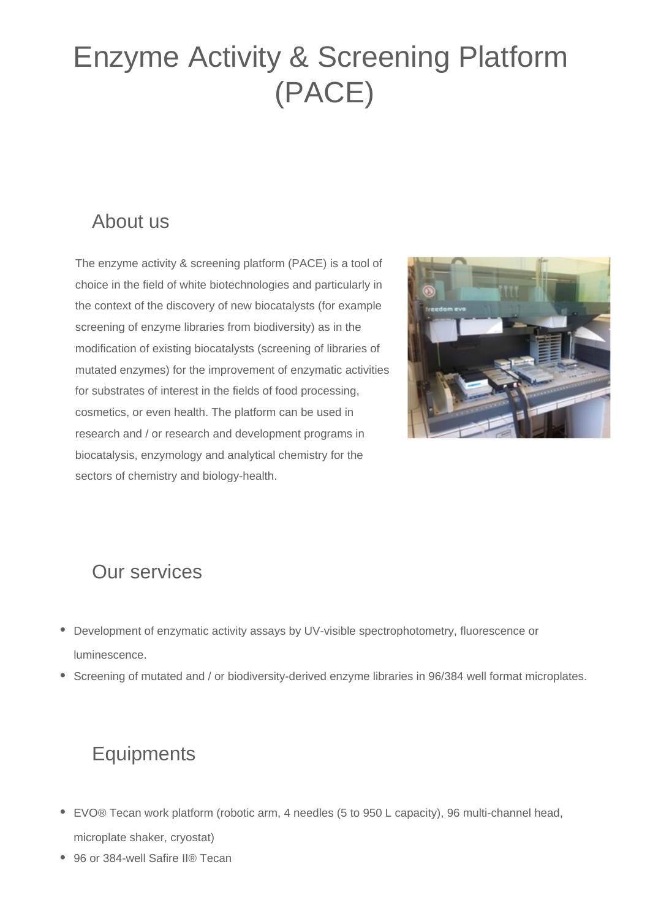# Enzyme Activity & Screening Platform (PACE)

## About us

The enzyme activity & screening platform (PACE) is a tool of choice in the field of white biotechnologies and particularly in the context of the discovery of new biocatalysts (for example screening of enzyme libraries from biodiversity) as in the modification of existing biocatalysts (screening of libraries of mutated enzymes) for the improvement of enzymatic activities for substrates of interest in the fields of food processing, cosmetics, or even health. The platform can be used in research and / or research and development programs in biocatalysis, enzymology and analytical chemistry for the sectors of chemistry and biology-health.

## Our services

- Development of enzymatic activity assays by UV-visible spectrophotometry, fluorescence or luminescence.
- Screening of mutated and / or biodiversity-derived enzyme libraries in 96/384 well format microplates.

## Equipments

- EVO® Tecan work platform (robotic arm, 4 needles (5 to 950 L capacity), 96 multi-channel head, microplate shaker, cryostat)
- 96 or 384-well Safire II® Tecan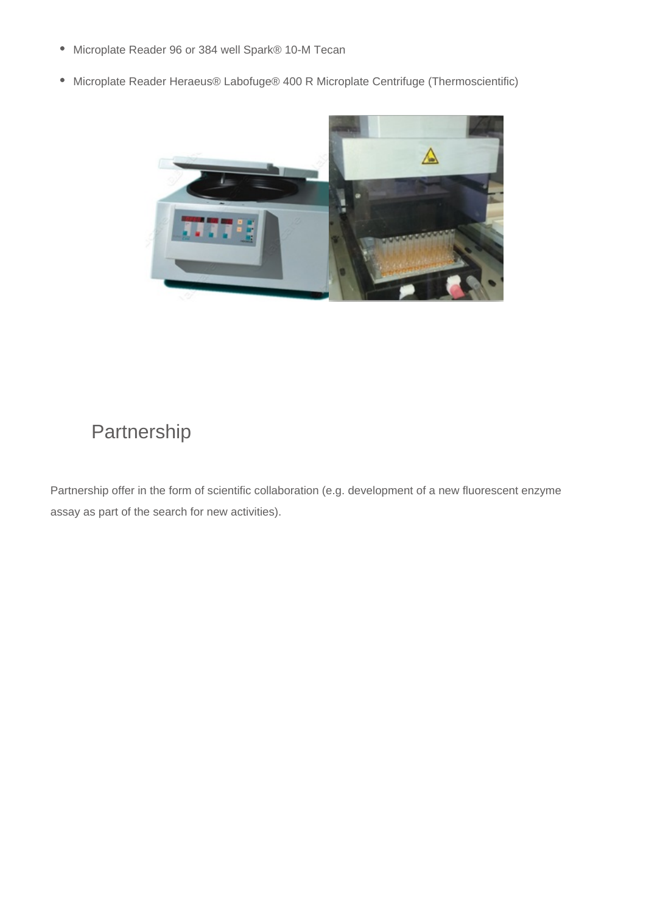- Microplate Reader 96 or 384 well Spark® 10-M Tecan
- Microplate Reader Heraeus® Labofuge® 400 R Microplate Centrifuge (Thermoscientific)

## Partnership

Partnership offer in the form of scientific collaboration (e.g. development of a new fluorescent enzyme assay as part of the search for new activities).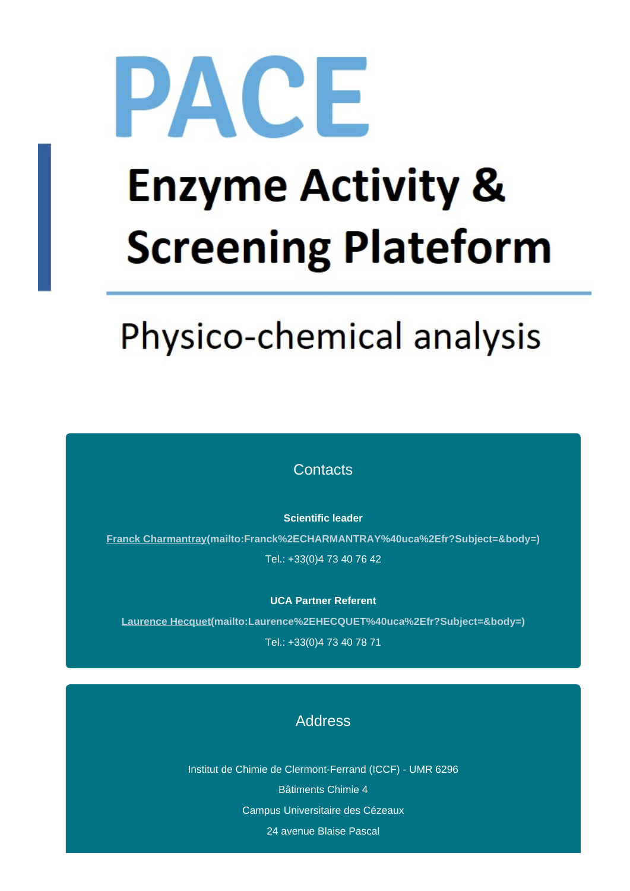# PACE

# Enzyme Activity & Screening Plateform

## Physico-chemical analysis

### Contacts

**Scientific leader**

[Franck Charmantray](mailto:Franck%2ECHARMANTRAY%40uca%2Efr?Subject=&body=)

Tel.: +33(0)4 73 40 76 42

**UCA Partner Referent**

[Laurence Hecquet](mailto:Laurence%2EHECQUET%40uca%2Efr?Subject=&body=)

Tel.: +33(0)4 73 40 78 71

### Address

Institut de Chimie de Clermont-Ferrand (ICCF) - UMR 6296

Bâtiments Chimie 4

Campus Universitaire des Cézeaux

24 avenue Blaise Pascal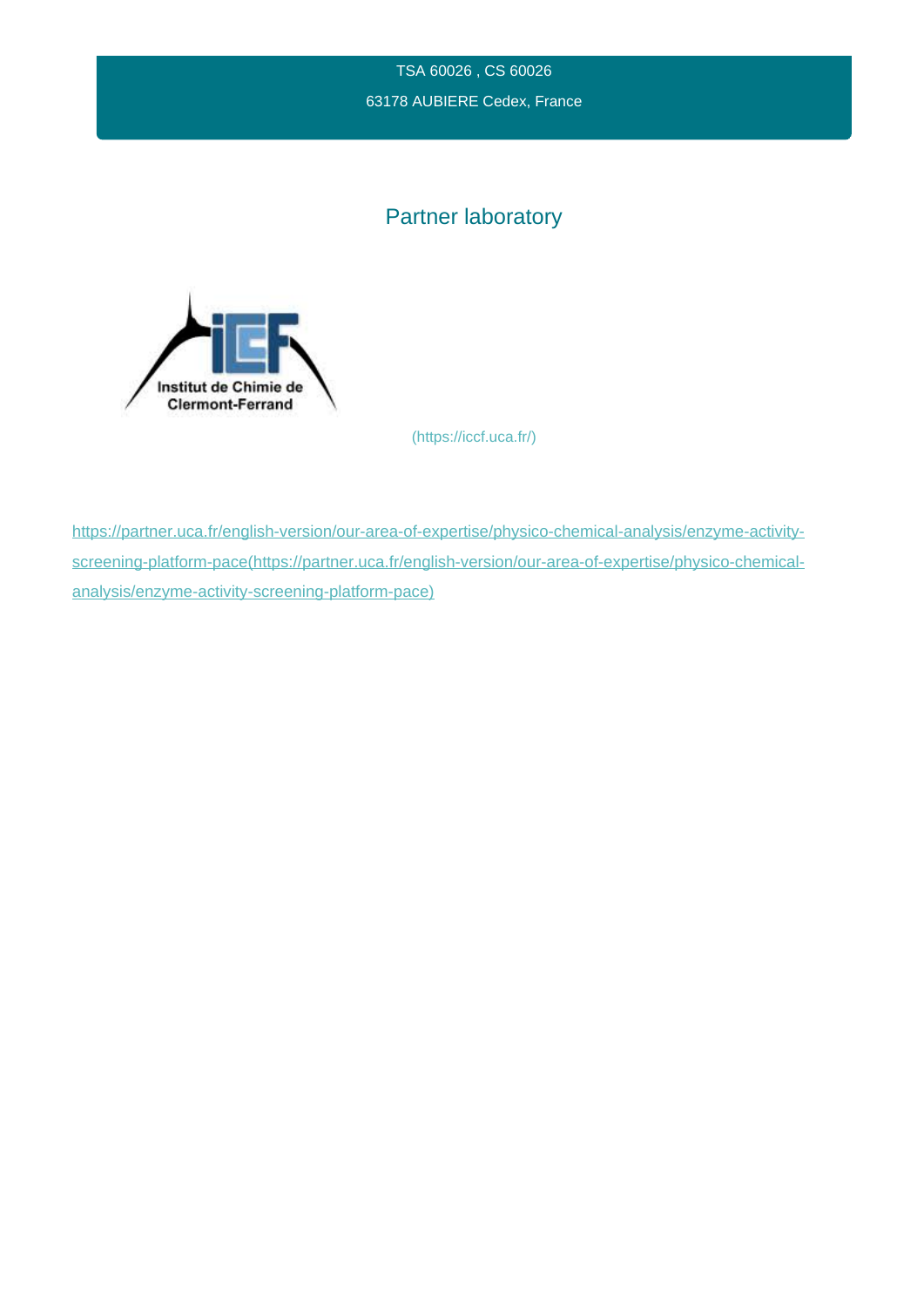TSA 60026 , CS 60026

63178 AUBIERE Cedex, France

## Partner laboratory

(https://iccf.uca.fr/)

https://partner.uca.fr/english-version/our-area-of-expertise/physico-chemical-analysis/enzyme-activity-screening-platform-pace(https://partner.uca.fr/english-version/our-area-of-expertise/physico-chemical-analysis/enzyme-activity-screening-platform-pace)